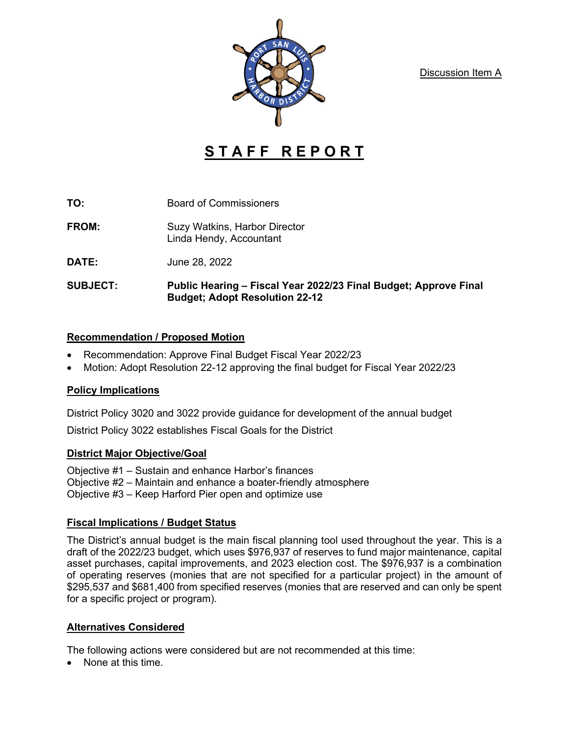Discussion Item A

# STAFF REPORT

**TO:** Board of Commissioners

**FROM:** Suzy Watkins, Harbor Director
Linda Hendy, Accountant

**DATE:** June 28, 2022

**SUBJECT:** **Public Hearing – Fiscal Year 2022/23 Final Budget; Approve Final Budget; Adopt Resolution 22-12**

## Recommendation / Proposed Motion

- Recommendation: Approve Final Budget Fiscal Year 2022/23
- Motion: Adopt Resolution 22-12 approving the final budget for Fiscal Year 2022/23

## Policy Implications

District Policy 3020 and 3022 provide guidance for development of the annual budget

District Policy 3022 establishes Fiscal Goals for the District

## District Major Objective/Goal

Objective #1 – Sustain and enhance Harbor's finances
Objective #2 – Maintain and enhance a boater-friendly atmosphere
Objective #3 – Keep Harford Pier open and optimize use

## Fiscal Implications / Budget Status

The District's annual budget is the main fiscal planning tool used throughout the year. This is a draft of the 2022/23 budget, which uses $976,937 of reserves to fund major maintenance, capital asset purchases, capital improvements, and 2023 election cost. The $976,937 is a combination of operating reserves (monies that are not specified for a particular project) in the amount of $295,537 and $681,400 from specified reserves (monies that are reserved and can only be spent for a specific project or program).

## Alternatives Considered

The following actions were considered but are not recommended at this time:

- None at this time.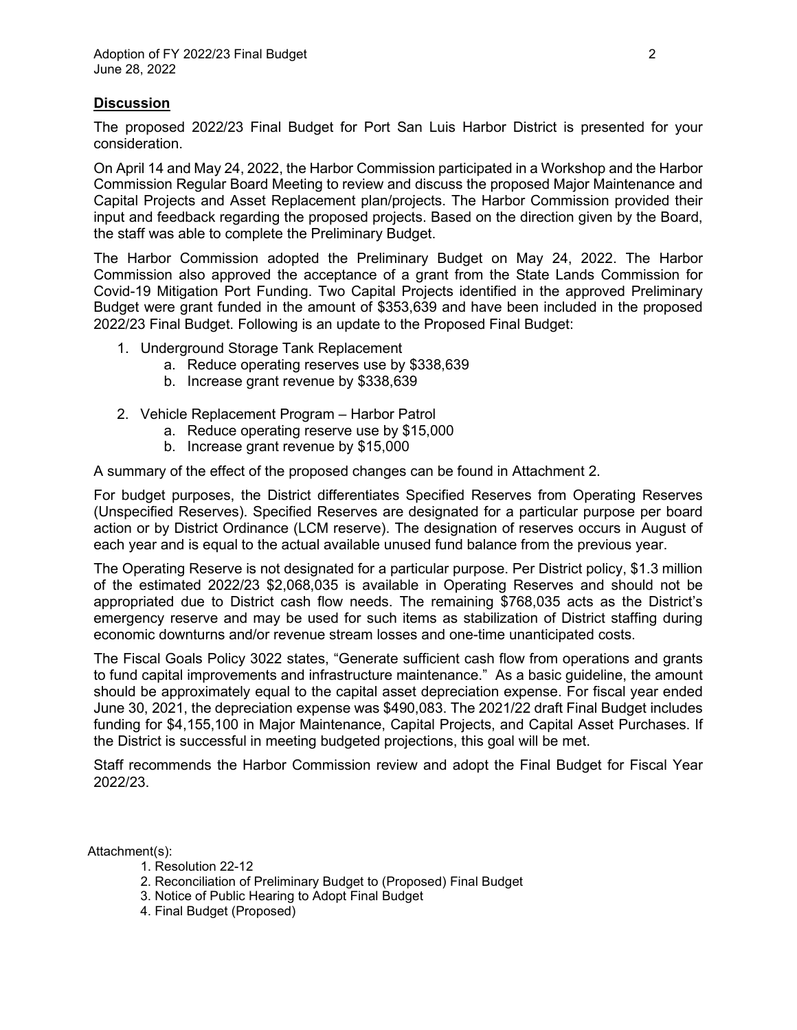## Discussion

The proposed 2022/23 Final Budget for Port San Luis Harbor District is presented for your consideration.

On April 14 and May 24, 2022, the Harbor Commission participated in a Workshop and the Harbor Commission Regular Board Meeting to review and discuss the proposed Major Maintenance and Capital Projects and Asset Replacement plan/projects. The Harbor Commission provided their input and feedback regarding the proposed projects. Based on the direction given by the Board, the staff was able to complete the Preliminary Budget.

The Harbor Commission adopted the Preliminary Budget on May 24, 2022. The Harbor Commission also approved the acceptance of a grant from the State Lands Commission for Covid-19 Mitigation Port Funding. Two Capital Projects identified in the approved Preliminary Budget were grant funded in the amount of $353,639 and have been included in the proposed 2022/23 Final Budget. Following is an update to the Proposed Final Budget:

1. Underground Storage Tank Replacement
   a. Reduce operating reserves use by $338,639
   b. Increase grant revenue by $338,639

2. Vehicle Replacement Program – Harbor Patrol
   a. Reduce operating reserve use by $15,000
   b. Increase grant revenue by $15,000

A summary of the effect of the proposed changes can be found in Attachment 2.

For budget purposes, the District differentiates Specified Reserves from Operating Reserves (Unspecified Reserves). Specified Reserves are designated for a particular purpose per board action or by District Ordinance (LCM reserve). The designation of reserves occurs in August of each year and is equal to the actual available unused fund balance from the previous year.

The Operating Reserve is not designated for a particular purpose. Per District policy, $1.3 million of the estimated 2022/23 $2,068,035 is available in Operating Reserves and should not be appropriated due to District cash flow needs. The remaining $768,035 acts as the District's emergency reserve and may be used for such items as stabilization of District staffing during economic downturns and/or revenue stream losses and one-time unanticipated costs.

The Fiscal Goals Policy 3022 states, "Generate sufficient cash flow from operations and grants to fund capital improvements and infrastructure maintenance." As a basic guideline, the amount should be approximately equal to the capital asset depreciation expense. For fiscal year ended June 30, 2021, the depreciation expense was $490,083. The 2021/22 draft Final Budget includes funding for $4,155,100 in Major Maintenance, Capital Projects, and Capital Asset Purchases. If the District is successful in meeting budgeted projections, this goal will be met.

Staff recommends the Harbor Commission review and adopt the Final Budget for Fiscal Year 2022/23.

Attachment(s):

1. Resolution 22-12
2. Reconciliation of Preliminary Budget to (Proposed) Final Budget
3. Notice of Public Hearing to Adopt Final Budget
4. Final Budget (Proposed)